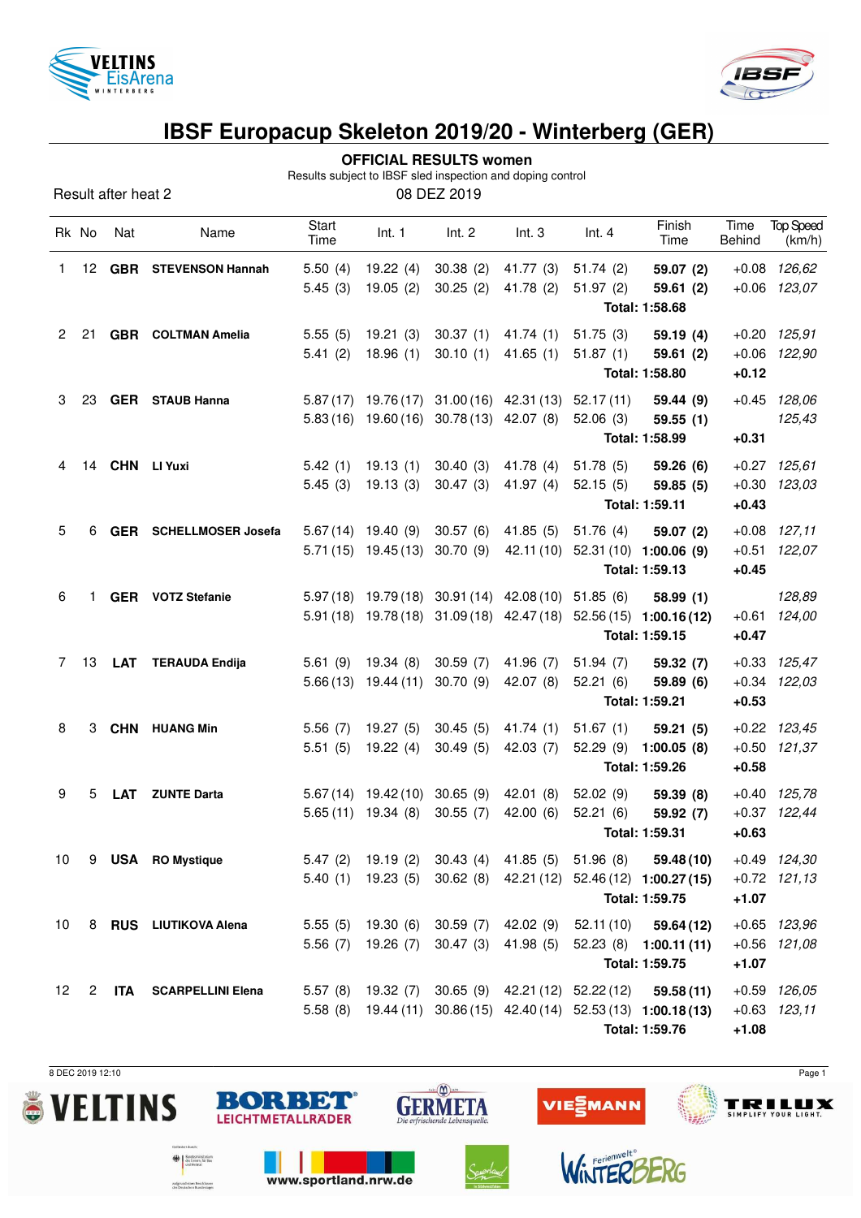# IBSF Europacup Skeleton 2019/20 - Winterberg (GER)

## OFFICIAL RESULTS women

Results subject to IBSF sled inspection and doping control

Result after heat 2

08 DEZ 2019

| Rk | No | Nat | Name | Start Time | Int. 1 | Int. 2 | Int. 3 | Int. 4 | Finish Time | Time Behind | Top Speed (km/h) |
|---|---|---|---|---|---|---|---|---|---|---|---|
| 1 | 12 | **GBR** | **STEVENSON Hannah** | 5.50 (4) | 19.22 (4) | 30.38 (2) | 41.77 (3) | 51.74 (2) | **59.07 (2)** | +0.08 | *126,62* |
| | | | | 5.45 (3) | 19.05 (2) | 30.25 (2) | 41.78 (2) | 51.97 (2) | **59.61 (2)** | +0.06 | *123,07* |
| | | | | | | | | | **Total: 1:58.68** | | |
| 2 | 21 | **GBR** | **COLTMAN Amelia** | 5.55 (5) | 19.21 (3) | 30.37 (1) | 41.74 (1) | 51.75 (3) | **59.19 (4)** | +0.20 | *125,91* |
| | | | | 5.41 (2) | 18.96 (1) | 30.10 (1) | 41.65 (1) | 51.87 (1) | **59.61 (2)** | +0.06 | *122,90* |
| | | | | | | | | | **Total: 1:58.80** | **+0.12** | |
| 3 | 23 | **GER** | **STAUB Hanna** | 5.87 (17) | 19.76 (17) | 31.00 (16) | 42.31 (13) | 52.17 (11) | **59.44 (9)** | +0.45 | *128,06* |
| | | | | 5.83 (16) | 19.60 (16) | 30.78 (13) | 42.07 (8) | 52.06 (3) | **59.55 (1)** | | *125,43* |
| | | | | | | | | | **Total: 1:58.99** | **+0.31** | |
| 4 | 14 | **CHN** | **LI Yuxi** | 5.42 (1) | 19.13 (1) | 30.40 (3) | 41.78 (4) | 51.78 (5) | **59.26 (6)** | +0.27 | *125,61* |
| | | | | 5.45 (3) | 19.13 (3) | 30.47 (3) | 41.97 (4) | 52.15 (5) | **59.85 (5)** | +0.30 | *123,03* |
| | | | | | | | | | **Total: 1:59.11** | **+0.43** | |
| 5 | 6 | **GER** | **SCHELLMOSER Josefa** | 5.67 (14) | 19.40 (9) | 30.57 (6) | 41.85 (5) | 51.76 (4) | **59.07 (2)** | +0.08 | *127,11* |
| | | | | 5.71 (15) | 19.45 (13) | 30.70 (9) | 42.11 (10) | 52.31 (10) | **1:00.06 (9)** | +0.51 | *122,07* |
| | | | | | | | | | **Total: 1:59.13** | **+0.45** | |
| 6 | 1 | **GER** | **VOTZ Stefanie** | 5.97 (18) | 19.79 (18) | 30.91 (14) | 42.08 (10) | 51.85 (6) | **58.99 (1)** | | *128,89* |
| | | | | 5.91 (18) | 19.78 (18) | 31.09 (18) | 42.47 (18) | 52.56 (15) | **1:00.16 (12)** | +0.61 | *124,00* |
| | | | | | | | | | **Total: 1:59.15** | **+0.47** | |
| 7 | 13 | **LAT** | **TERAUDA Endija** | 5.61 (9) | 19.34 (8) | 30.59 (7) | 41.96 (7) | 51.94 (7) | **59.32 (7)** | +0.33 | *125,47* |
| | | | | 5.66 (13) | 19.44 (11) | 30.70 (9) | 42.07 (8) | 52.21 (6) | **59.89 (6)** | +0.34 | *122,03* |
| | | | | | | | | | **Total: 1:59.21** | **+0.53** | |
| 8 | 3 | **CHN** | **HUANG Min** | 5.56 (7) | 19.27 (5) | 30.45 (5) | 41.74 (1) | 51.67 (1) | **59.21 (5)** | +0.22 | *123,45* |
| | | | | 5.51 (5) | 19.22 (4) | 30.49 (5) | 42.03 (7) | 52.29 (9) | **1:00.05 (8)** | +0.50 | *121,37* |
| | | | | | | | | | **Total: 1:59.26** | **+0.58** | |
| 9 | 5 | **LAT** | **ZUNTE Darta** | 5.67 (14) | 19.42 (10) | 30.65 (9) | 42.01 (8) | 52.02 (9) | **59.39 (8)** | +0.40 | *125,78* |
| | | | | 5.65 (11) | 19.34 (8) | 30.55 (7) | 42.00 (6) | 52.21 (6) | **59.92 (7)** | +0.37 | *122,44* |
| | | | | | | | | | **Total: 1:59.31** | **+0.63** | |
| 10 | 9 | **USA** | **RO Mystique** | 5.47 (2) | 19.19 (2) | 30.43 (4) | 41.85 (5) | 51.96 (8) | **59.48 (10)** | +0.49 | *124,30* |
| | | | | 5.40 (1) | 19.23 (5) | 30.62 (8) | 42.21 (12) | 52.46 (12) | **1:00.27 (15)** | +0.72 | *121,13* |
| | | | | | | | | | **Total: 1:59.75** | **+1.07** | |
| 10 | 8 | **RUS** | **LIUTIKOVA Alena** | 5.55 (5) | 19.30 (6) | 30.59 (7) | 42.02 (9) | 52.11 (10) | **59.64 (12)** | +0.65 | *123,96* |
| | | | | 5.56 (7) | 19.26 (7) | 30.47 (3) | 41.98 (5) | 52.23 (8) | **1:00.11 (11)** | +0.56 | *121,08* |
| | | | | | | | | | **Total: 1:59.75** | **+1.07** | |
| 12 | 2 | **ITA** | **SCARPELLINI Elena** | 5.57 (8) | 19.32 (7) | 30.65 (9) | 42.21 (12) | 52.22 (12) | **59.58 (11)** | +0.59 | *126,05* |
| | | | | 5.58 (8) | 19.44 (11) | 30.86 (15) | 42.40 (14) | 52.53 (13) | **1:00.18 (13)** | +0.63 | *123,11* |
| | | | | | | | | | **Total: 1:59.76** | **+1.08** | |

8 DEC 2019 12:10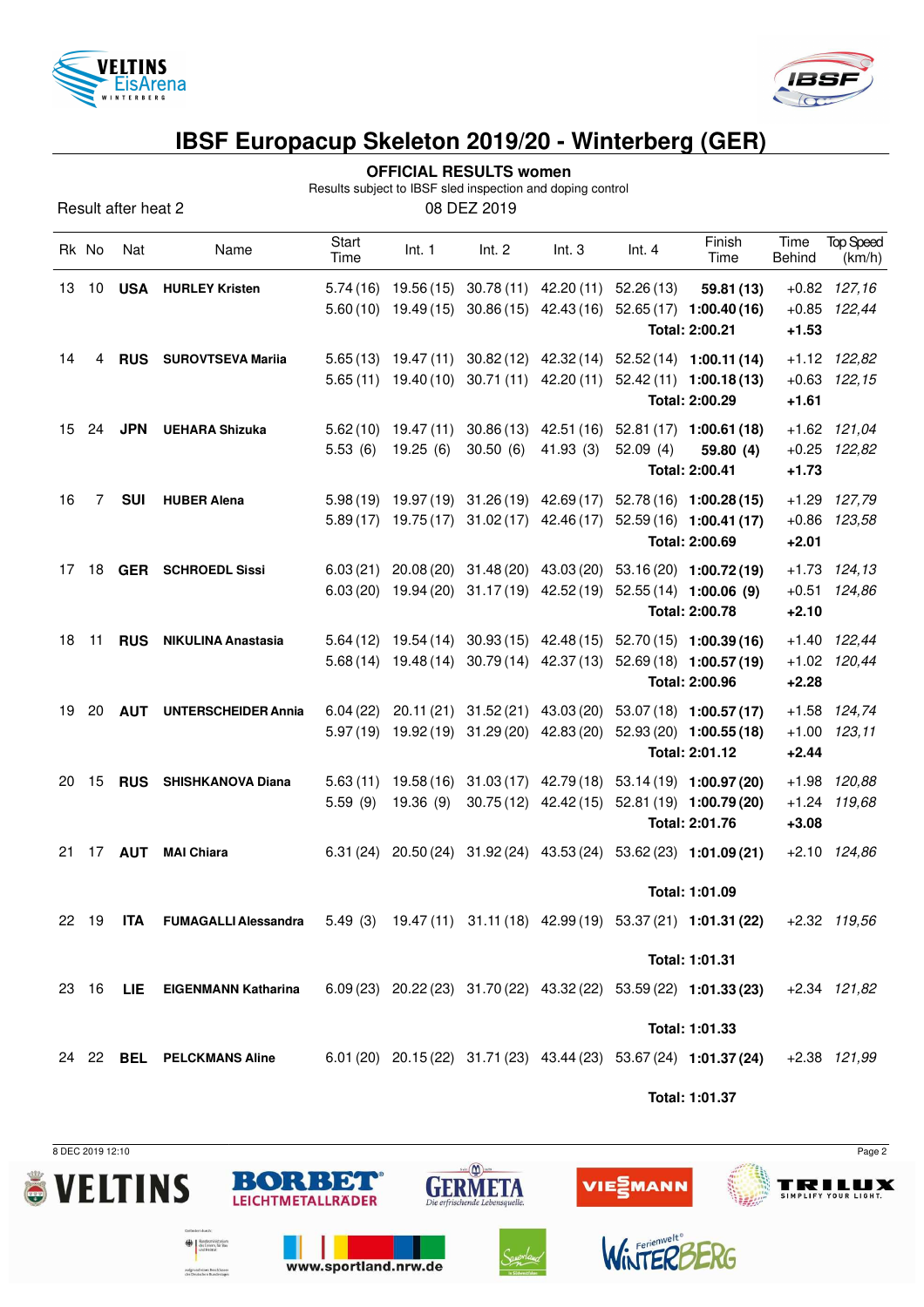# IBSF Europacup Skeleton 2019/20 - Winterberg (GER)

**OFFICIAL RESULTS women**

Results subject to IBSF sled inspection and doping control

Result after heat 2

08 DEZ 2019

| Rk | No | Nat | Name | Start Time | Int. 1 | Int. 2 | Int. 3 | Int. 4 | Finish Time | Time Behind | Top Speed (km/h) |
|---|---|---|---|---|---|---|---|---|---|---|---|
| 13 | 10 | **USA** | **HURLEY Kristen** | 5.74 (16) | 19.56 (15) | 30.78 (11) | 42.20 (11) | 52.26 (13) | **59.81 (13)** | +0.82 | *127,16* |
| | | | | 5.60 (10) | 19.49 (15) | 30.86 (15) | 42.43 (16) | 52.65 (17) | **1:00.40 (16)** | +0.85 | *122,44* |
| | | | | | | | | | **Total: 2:00.21** | **+1.53** | |
| 14 | 4 | **RUS** | **SUROVTSEVA Mariia** | 5.65 (13) | 19.47 (11) | 30.82 (12) | 42.32 (14) | 52.52 (14) | **1:00.11 (14)** | +1.12 | *122,82* |
| | | | | 5.65 (11) | 19.40 (10) | 30.71 (11) | 42.20 (11) | 52.42 (11) | **1:00.18 (13)** | +0.63 | *122,15* |
| | | | | | | | | | **Total: 2:00.29** | **+1.61** | |
| 15 | 24 | **JPN** | **UEHARA Shizuka** | 5.62 (10) | 19.47 (11) | 30.86 (13) | 42.51 (16) | 52.81 (17) | **1:00.61 (18)** | +1.62 | *121,04* |
| | | | | 5.53 (6) | 19.25 (6) | 30.50 (6) | 41.93 (3) | 52.09 (4) | **59.80 (4)** | +0.25 | *122,82* |
| | | | | | | | | | **Total: 2:00.41** | **+1.73** | |
| 16 | 7 | **SUI** | **HUBER Alena** | 5.98 (19) | 19.97 (19) | 31.26 (19) | 42.69 (17) | 52.78 (16) | **1:00.28 (15)** | +1.29 | *127,79* |
| | | | | 5.89 (17) | 19.75 (17) | 31.02 (17) | 42.46 (17) | 52.59 (16) | **1:00.41 (17)** | +0.86 | *123,58* |
| | | | | | | | | | **Total: 2:00.69** | **+2.01** | |
| 17 | 18 | **GER** | **SCHROEDL Sissi** | 6.03 (21) | 20.08 (20) | 31.48 (20) | 43.03 (20) | 53.16 (20) | **1:00.72 (19)** | +1.73 | *124,13* |
| | | | | 6.03 (20) | 19.94 (20) | 31.17 (19) | 42.52 (19) | 52.55 (14) | **1:00.06 (9)** | +0.51 | *124,86* |
| | | | | | | | | | **Total: 2:00.78** | **+2.10** | |
| 18 | 11 | **RUS** | **NIKULINA Anastasia** | 5.64 (12) | 19.54 (14) | 30.93 (15) | 42.48 (15) | 52.70 (15) | **1:00.39 (16)** | +1.40 | *122,44* |
| | | | | 5.68 (14) | 19.48 (14) | 30.79 (14) | 42.37 (13) | 52.69 (18) | **1:00.57 (19)** | +1.02 | *120,44* |
| | | | | | | | | | **Total: 2:00.96** | **+2.28** | |
| 19 | 20 | **AUT** | **UNTERSCHEIDER Annia** | 6.04 (22) | 20.11 (21) | 31.52 (21) | 43.03 (20) | 53.07 (18) | **1:00.57 (17)** | +1.58 | *124,74* |
| | | | | 5.97 (19) | 19.92 (19) | 31.29 (20) | 42.83 (20) | 52.93 (20) | **1:00.55 (18)** | +1.00 | *123,11* |
| | | | | | | | | | **Total: 2:01.12** | **+2.44** | |
| 20 | 15 | **RUS** | **SHISHKANOVA Diana** | 5.63 (11) | 19.58 (16) | 31.03 (17) | 42.79 (18) | 53.14 (19) | **1:00.97 (20)** | +1.98 | *120,88* |
| | | | | 5.59 (9) | 19.36 (9) | 30.75 (12) | 42.42 (15) | 52.81 (19) | **1:00.79 (20)** | +1.24 | *119,68* |
| | | | | | | | | | **Total: 2:01.76** | **+3.08** | |
| 21 | 17 | **AUT** | **MAI Chiara** | 6.31 (24) | 20.50 (24) | 31.92 (24) | 43.53 (24) | 53.62 (23) | **1:01.09 (21)** | +2.10 | *124,86* |
| | | | | | | | | | **Total: 1:01.09** | | |
| 22 | 19 | **ITA** | **FUMAGALLI Alessandra** | 5.49 (3) | 19.47 (11) | 31.11 (18) | 42.99 (19) | 53.37 (21) | **1:01.31 (22)** | +2.32 | *119,56* |
| | | | | | | | | | **Total: 1:01.31** | | |
| 23 | 16 | **LIE** | **EIGENMANN Katharina** | 6.09 (23) | 20.22 (23) | 31.70 (22) | 43.32 (22) | 53.59 (22) | **1:01.33 (23)** | +2.34 | *121,82* |
| | | | | | | | | | **Total: 1:01.33** | | |
| 24 | 22 | **BEL** | **PELCKMANS Aline** | 6.01 (20) | 20.15 (22) | 31.71 (23) | 43.44 (23) | 53.67 (24) | **1:01.37 (24)** | +2.38 | *121,99* |
| | | | | | | | | | **Total: 1:01.37** | | |

8 DEC 2019 12:10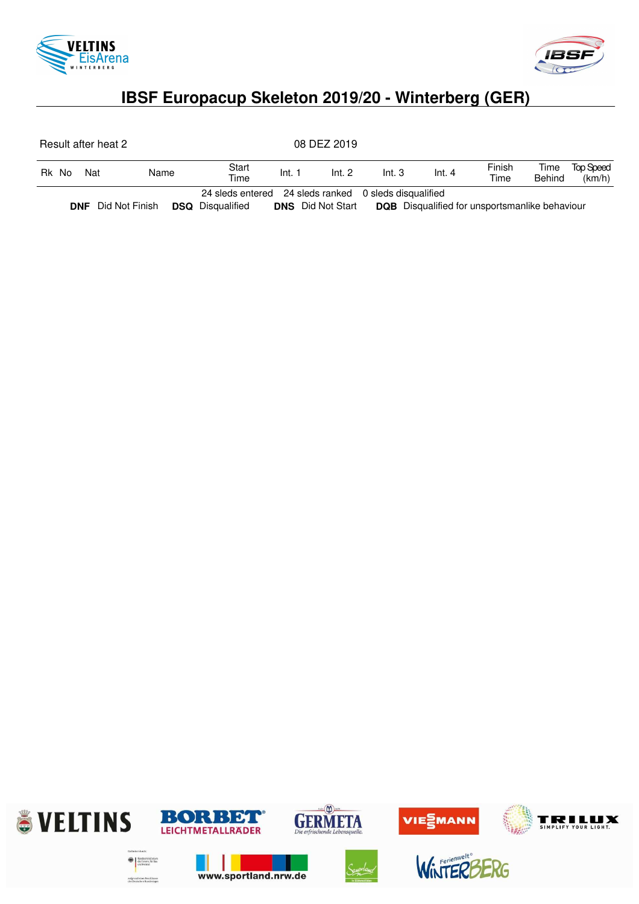# IBSF Europacup Skeleton 2019/20 - Winterberg (GER)

Result after heat 2 — 08 DEZ 2019

| Rk | No | Nat | Name | Start Time | Int. 1 | Int. 2 | Int. 3 | Int. 4 | Finish Time | Time Behind | Top Speed (km/h) |
|---|---|---|---|---|---|---|---|---|---|---|---|

24 sleds entered 24 sleds ranked 0 sleds disqualified

**DNF** Did Not Finish **DSQ** Disqualified **DNS** Did Not Start **DQB** Disqualified for unsportsmanlike behaviour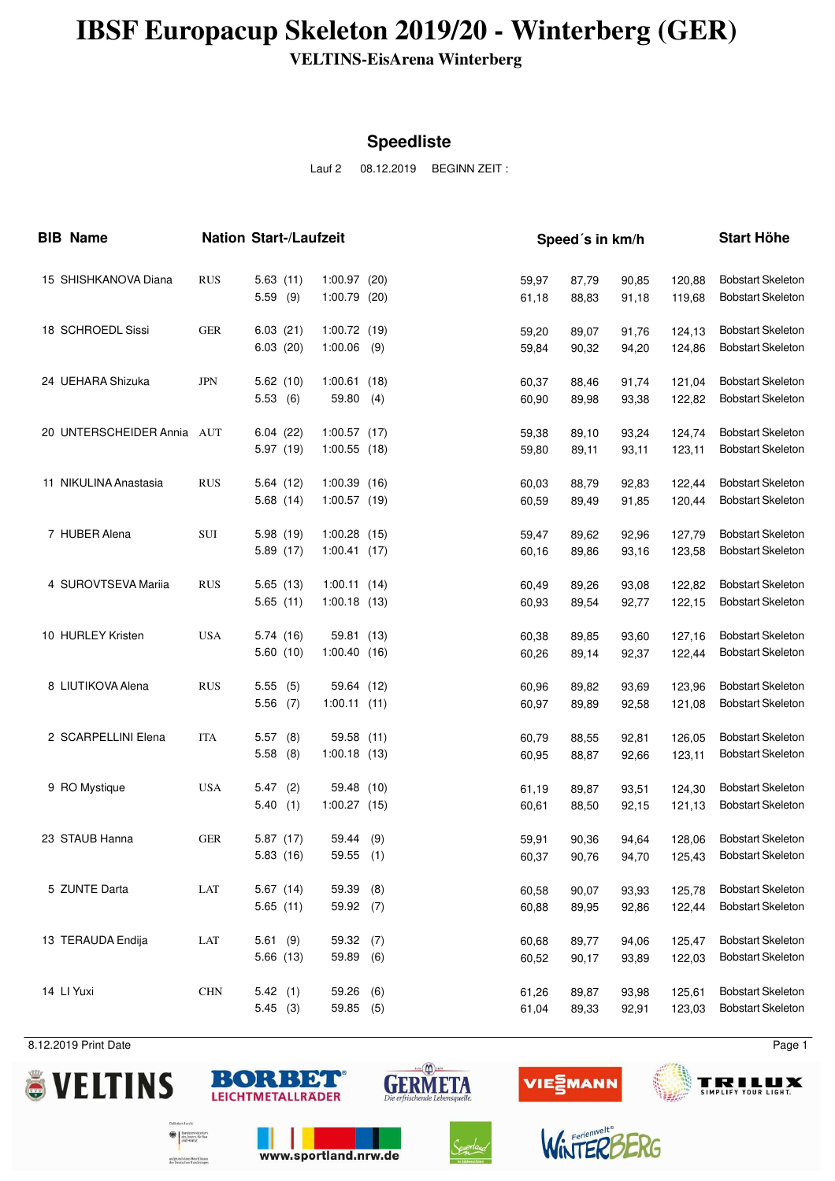# IBSF Europacup Skeleton 2019/20 - Winterberg (GER)

**VELTINS-EisArena Winterberg**

## Speedliste

Lauf 2    08.12.2019    BEGINN ZEIT :

| BIB | Name | Nation | Start-/Laufzeit | | Speed´s in km/h | | | | Start Höhe |
|---|---|---|---|---|---|---|---|---|---|
| 15 | SHISHKANOVA Diana | RUS | 5.63 (11) | 1:00.97 (20) | 59,97 | 87,79 | 90,85 | 120,88 | Bobstart Skeleton |
| | | | 5.59 (9) | 1:00.79 (20) | 61,18 | 88,83 | 91,18 | 119,68 | Bobstart Skeleton |
| 18 | SCHROEDL Sissi | GER | 6.03 (21) | 1:00.72 (19) | 59,20 | 89,07 | 91,76 | 124,13 | Bobstart Skeleton |
| | | | 6.03 (20) | 1:00.06 (9) | 59,84 | 90,32 | 94,20 | 124,86 | Bobstart Skeleton |
| 24 | UEHARA Shizuka | JPN | 5.62 (10) | 1:00.61 (18) | 60,37 | 88,46 | 91,74 | 121,04 | Bobstart Skeleton |
| | | | 5.53 (6) | 59.80 (4) | 60,90 | 89,98 | 93,38 | 122,82 | Bobstart Skeleton |
| 20 | UNTERSCHEIDER Annia | AUT | 6.04 (22) | 1:00.57 (17) | 59,38 | 89,10 | 93,24 | 124,74 | Bobstart Skeleton |
| | | | 5.97 (19) | 1:00.55 (18) | 59,80 | 89,11 | 93,11 | 123,11 | Bobstart Skeleton |
| 11 | NIKULINA Anastasia | RUS | 5.64 (12) | 1:00.39 (16) | 60,03 | 88,79 | 92,83 | 122,44 | Bobstart Skeleton |
| | | | 5.68 (14) | 1:00.57 (19) | 60,59 | 89,49 | 91,85 | 120,44 | Bobstart Skeleton |
| 7 | HUBER Alena | SUI | 5.98 (19) | 1:00.28 (15) | 59,47 | 89,62 | 92,96 | 127,79 | Bobstart Skeleton |
| | | | 5.89 (17) | 1:00.41 (17) | 60,16 | 89,86 | 93,16 | 123,58 | Bobstart Skeleton |
| 4 | SUROVTSEVA Mariia | RUS | 5.65 (13) | 1:00.11 (14) | 60,49 | 89,26 | 93,08 | 122,82 | Bobstart Skeleton |
| | | | 5.65 (11) | 1:00.18 (13) | 60,93 | 89,54 | 92,77 | 122,15 | Bobstart Skeleton |
| 10 | HURLEY Kristen | USA | 5.74 (16) | 59.81 (13) | 60,38 | 89,85 | 93,60 | 127,16 | Bobstart Skeleton |
| | | | 5.60 (10) | 1:00.40 (16) | 60,26 | 89,14 | 92,37 | 122,44 | Bobstart Skeleton |
| 8 | LIUTIKOVA Alena | RUS | 5.55 (5) | 59.64 (12) | 60,96 | 89,82 | 93,69 | 123,96 | Bobstart Skeleton |
| | | | 5.56 (7) | 1:00.11 (11) | 60,97 | 89,89 | 92,58 | 121,08 | Bobstart Skeleton |
| 2 | SCARPELLINI Elena | ITA | 5.57 (8) | 59.58 (11) | 60,79 | 88,55 | 92,81 | 126,05 | Bobstart Skeleton |
| | | | 5.58 (8) | 1:00.18 (13) | 60,95 | 88,87 | 92,66 | 123,11 | Bobstart Skeleton |
| 9 | RO Mystique | USA | 5.47 (2) | 59.48 (10) | 61,19 | 89,87 | 93,51 | 124,30 | Bobstart Skeleton |
| | | | 5.40 (1) | 1:00.27 (15) | 60,61 | 88,50 | 92,15 | 121,13 | Bobstart Skeleton |
| 23 | STAUB Hanna | GER | 5.87 (17) | 59.44 (9) | 59,91 | 90,36 | 94,64 | 128,06 | Bobstart Skeleton |
| | | | 5.83 (16) | 59.55 (1) | 60,37 | 90,76 | 94,70 | 125,43 | Bobstart Skeleton |
| 5 | ZUNTE Darta | LAT | 5.67 (14) | 59.39 (8) | 60,58 | 90,07 | 93,93 | 125,78 | Bobstart Skeleton |
| | | | 5.65 (11) | 59.92 (7) | 60,88 | 89,95 | 92,86 | 122,44 | Bobstart Skeleton |
| 13 | TERAUDA Endija | LAT | 5.61 (9) | 59.32 (7) | 60,68 | 89,77 | 94,06 | 125,47 | Bobstart Skeleton |
| | | | 5.66 (13) | 59.89 (6) | 60,52 | 90,17 | 93,89 | 122,03 | Bobstart Skeleton |
| 14 | LI Yuxi | CHN | 5.42 (1) | 59.26 (6) | 61,26 | 89,87 | 93,98 | 125,61 | Bobstart Skeleton |
| | | | 5.45 (3) | 59.85 (5) | 61,04 | 89,33 | 92,91 | 123,03 | Bobstart Skeleton |

8.12.2019 Print Date

www.sportland.nrw.de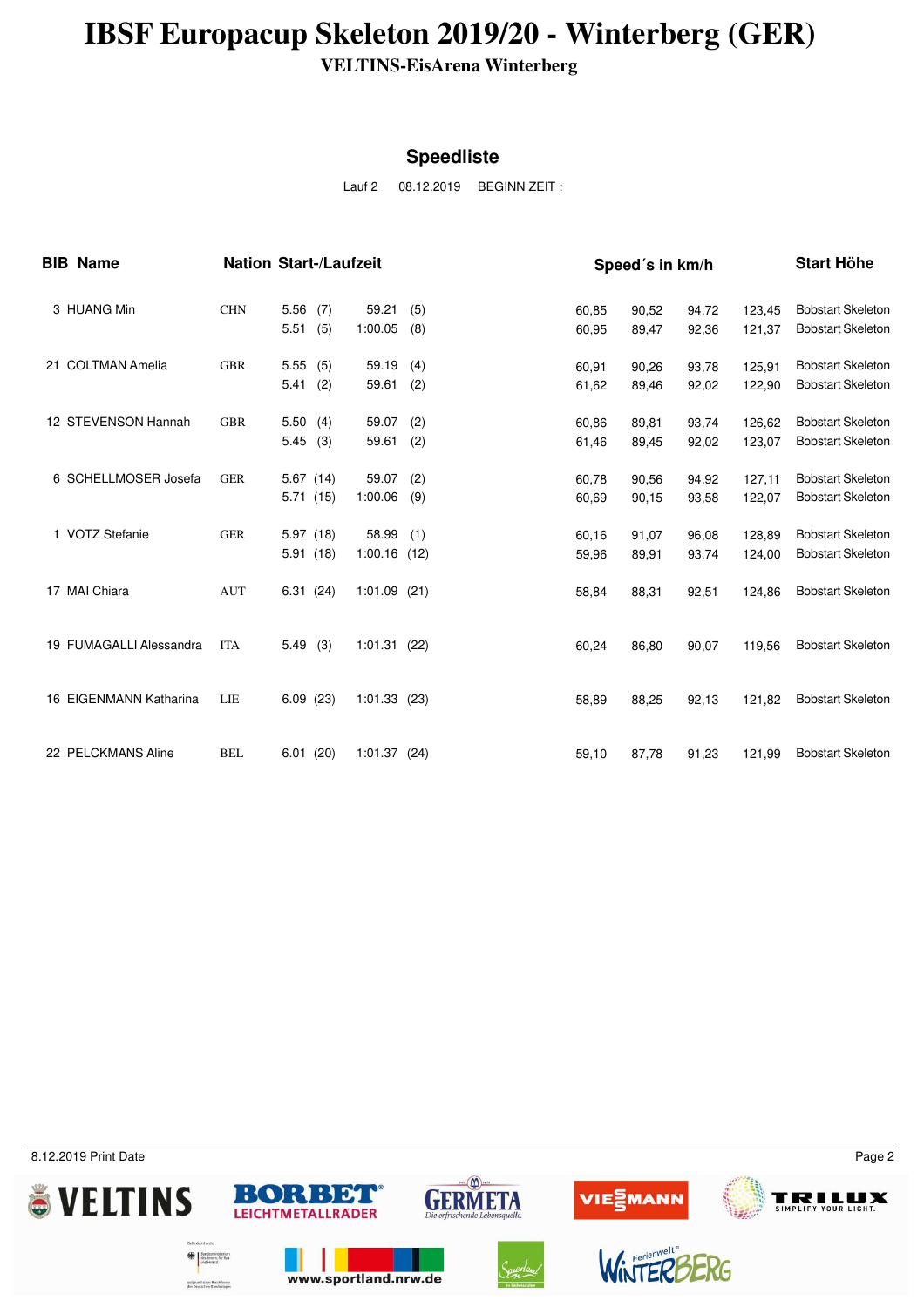# IBSF Europacup Skeleton 2019/20 - Winterberg (GER)

**VELTINS-EisArena Winterberg**

## Speedliste

Lauf 2 08.12.2019 BEGINN ZEIT :

| BIB | Name | Nation | Start-/Laufzeit | | Speed´s in km/h | | | | Start Höhe |
|---|---|---|---|---|---|---|---|---|---|
| 3 | HUANG Min | CHN | 5.56 (7) | 59.21 (5) | 60,85 | 90,52 | 94,72 | 123,45 | Bobstart Skeleton |
| | | | 5.51 (5) | 1:00.05 (8) | 60,95 | 89,47 | 92,36 | 121,37 | Bobstart Skeleton |
| 21 | COLTMAN Amelia | GBR | 5.55 (5) | 59.19 (4) | 60,91 | 90,26 | 93,78 | 125,91 | Bobstart Skeleton |
| | | | 5.41 (2) | 59.61 (2) | 61,62 | 89,46 | 92,02 | 122,90 | Bobstart Skeleton |
| 12 | STEVENSON Hannah | GBR | 5.50 (4) | 59.07 (2) | 60,86 | 89,81 | 93,74 | 126,62 | Bobstart Skeleton |
| | | | 5.45 (3) | 59.61 (2) | 61,46 | 89,45 | 92,02 | 123,07 | Bobstart Skeleton |
| 6 | SCHELLMOSER Josefa | GER | 5.67 (14) | 59.07 (2) | 60,78 | 90,56 | 94,92 | 127,11 | Bobstart Skeleton |
| | | | 5.71 (15) | 1:00.06 (9) | 60,69 | 90,15 | 93,58 | 122,07 | Bobstart Skeleton |
| 1 | VOTZ Stefanie | GER | 5.97 (18) | 58.99 (1) | 60,16 | 91,07 | 96,08 | 128,89 | Bobstart Skeleton |
| | | | 5.91 (18) | 1:00.16 (12) | 59,96 | 89,91 | 93,74 | 124,00 | Bobstart Skeleton |
| 17 | MAI Chiara | AUT | 6.31 (24) | 1:01.09 (21) | 58,84 | 88,31 | 92,51 | 124,86 | Bobstart Skeleton |
| 19 | FUMAGALLI Alessandra | ITA | 5.49 (3) | 1:01.31 (22) | 60,24 | 86,80 | 90,07 | 119,56 | Bobstart Skeleton |
| 16 | EIGENMANN Katharina | LIE | 6.09 (23) | 1:01.33 (23) | 58,89 | 88,25 | 92,13 | 121,82 | Bobstart Skeleton |
| 22 | PELCKMANS Aline | BEL | 6.01 (20) | 1:01.37 (24) | 59,10 | 87,78 | 91,23 | 121,99 | Bobstart Skeleton |

8.12.2019 Print Date